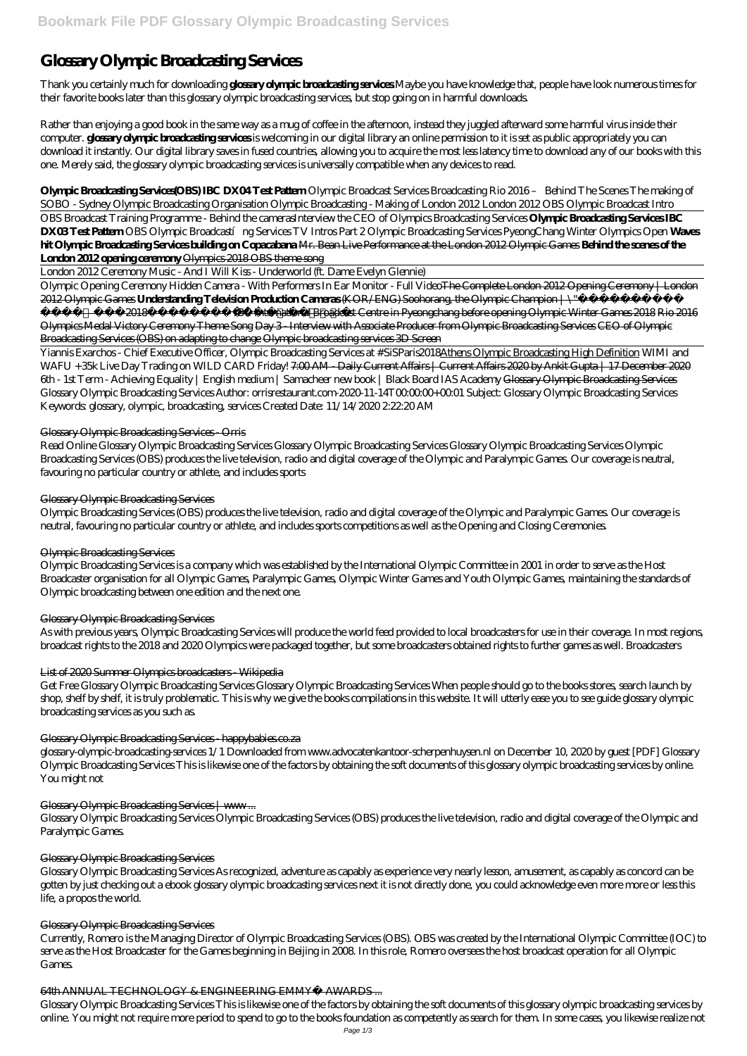# Glossary Olympic Broadcasting Services

Thank you certainly much for downloading **glossary olympic broadcasting services**.Maybe you have knowledge that, people have look numerous times for their favorite books later than this glossary olympic broadcasting services, but stop going on in harmful downloads.

Rather than enjoying a good book in the same way as a mug of coffee in the afternoon, instead they juggled afterward some harmful virus inside their computer. **glossary olympic broadcasting services** is welcoming in our digital library an online permission to it is set as public appropriately you can download it instantly. Our digital library saves in fused countries, allowing you to acquire the most less latency time to download any of our books with this one. Merely said, the glossary olympic broadcasting services is universally compatible when any devices to read.

**Olympic Broadcasting Services(OBS) IBC DX04 Test Pattern** *Olympic Broadcast Services Broadcasting Rio 2016 – Behind The Scenes The making of SOBO - Sydney Olympic Broadcasting Organisation Olympic Broadcasting - Making of London 2012 London 2012 OBS Olympic Broadcast Intro* OBS Broadcast Training Programme - Behind the cameras*Interview the CEO of Olympics Broadcasting Services* **Olympic Broadcasting Services IBC DX03 Test Pattern** *OBS Olympic Broadcastíng Services TV Intros Part 2 Olympic Broadcasting Services PyeongChang Winter Olympics Open* **Waves hit Olympic Broadcasting Services building on Copacabana** Mr. Bean Live Performance at the London 2012 Olympic Games **Behind the scenes of the London 2012 opening ceremony** Olympics 2018 OBS theme song

London 2012 Ceremony Music - And I Will Kiss - Underworld (ft. Dame Evelyn Glennie)

Olympic Opening Ceremony Hidden Camera - With Performers In Ear Monitor - Full Video The Complete London 2012 Opening Ceremony | London 2012 Olympic Games **Understanding Television Production Cameras** (KOR/ENG) Soohorang, the Olympic Champion | \"2018 IBC International Broadcast Centre in Pyeongchang before opening Olympic Winter Games 2018 Rio 2016 Olympics Medal Victory Ceremony Theme Song Day 3 - Interview with Associate Producer from Olympic Broadcasting Services CEO of Olympic Broadcasting Services (OBS) on adapting to change Olympic broadcasting services 3D Screen

Yiannis Exarchos - Chief Executive Officer, Olympic Broadcasting Services at #SiSParis2018 Athens Olympic Broadcasting High Definition *WIMI and WAFU +35k Live Day Trading on WILD CARD Friday!* 7:00 AM - Daily Current Affairs | Current Affairs 2020 by Ankit Gupta | 17 December 2020 *6th - 1st Term - Achieving Equality | English medium | Samacheer new book | Black Board IAS Academy* Glossary Olympic Broadcasting Services Glossary Olympic Broadcasting Services Author: orrisrestaurant.com-2020-11-14T00:00:00+00:01 Subject: Glossary Olympic Broadcasting Services Keywords: glossary, olympic, broadcasting, services Created Date: 11/14/2020 2:22:20 AM

## Glossary Olympic Broadcasting Services - Orris

Read Online Glossary Olympic Broadcasting Services Glossary Olympic Broadcasting Services Glossary Olympic Broadcasting Services Olympic Broadcasting Services (OBS) produces the live television, radio and digital coverage of the Olympic and Paralympic Games. Our coverage is neutral, favouring no particular country or athlete, and includes sports

## Glossary Olympic Broadcasting Services

Olympic Broadcasting Services (OBS) produces the live television, radio and digital coverage of the Olympic and Paralympic Games. Our coverage is neutral, favouring no particular country or athlete, and includes sports competitions as well as the Opening and Closing Ceremonies.

## Olympic Broadcasting Services

Olympic Broadcasting Services is a company which was established by the International Olympic Committee in 2001 in order to serve as the Host Broadcaster organisation for all Olympic Games, Paralympic Games, Olympic Winter Games and Youth Olympic Games, maintaining the standards of Olympic broadcasting between one edition and the next one.

## Glossary Olympic Broadcasting Services

As with previous years, Olympic Broadcasting Services will produce the world feed provided to local broadcasters for use in their coverage. In most regions, broadcast rights to the 2018 and 2020 Olympics were packaged together, but some broadcasters obtained rights to further games as well. Broadcasters

## List of 2020 Summer Olympics broadcasters - Wikipedia

Get Free Glossary Olympic Broadcasting Services Glossary Olympic Broadcasting Services When people should go to the books stores, search launch by shop, shelf by shelf, it is truly problematic. This is why we give the books compilations in this website. It will utterly ease you to see guide glossary olympic broadcasting services as you such as.

## Glossary Olympic Broadcasting Services - happybabies.co.za

glossary-olympic-broadcasting-services 1/1 Downloaded from www.advocatenkantoor-scherpenhuysen.nl on December 10, 2020 by guest [PDF] Glossary Olympic Broadcasting Services This is likewise one of the factors by obtaining the soft documents of this glossary olympic broadcasting services by online. You might not

## Glossary Olympic Broadcasting Services | www ...

Glossary Olympic Broadcasting Services Olympic Broadcasting Services (OBS) produces the live television, radio and digital coverage of the Olympic and Paralympic Games.

## Glossary Olympic Broadcasting Services

Glossary Olympic Broadcasting Services As recognized, adventure as capably as experience very nearly lesson, amusement, as capably as concord can be gotten by just checking out a ebook glossary olympic broadcasting services next it is not directly done, you could acknowledge even more more or less this life, a propos the world.

## Glossary Olympic Broadcasting Services

Currently, Romero is the Managing Director of Olympic Broadcasting Services (OBS). OBS was created by the International Olympic Committee (IOC) to serve as the Host Broadcaster for the Games beginning in Beijing in 2008. In this role, Romero oversees the host broadcast operation for all Olympic Games.

## 64th ANNUAL TECHNOLOGY & ENGINEERING EMMY® AWARDS ...

Glossary Olympic Broadcasting Services This is likewise one of the factors by obtaining the soft documents of this glossary olympic broadcasting services by online. You might not require more period to spend to go to the books foundation as competently as search for them. In some cases, you likewise realize not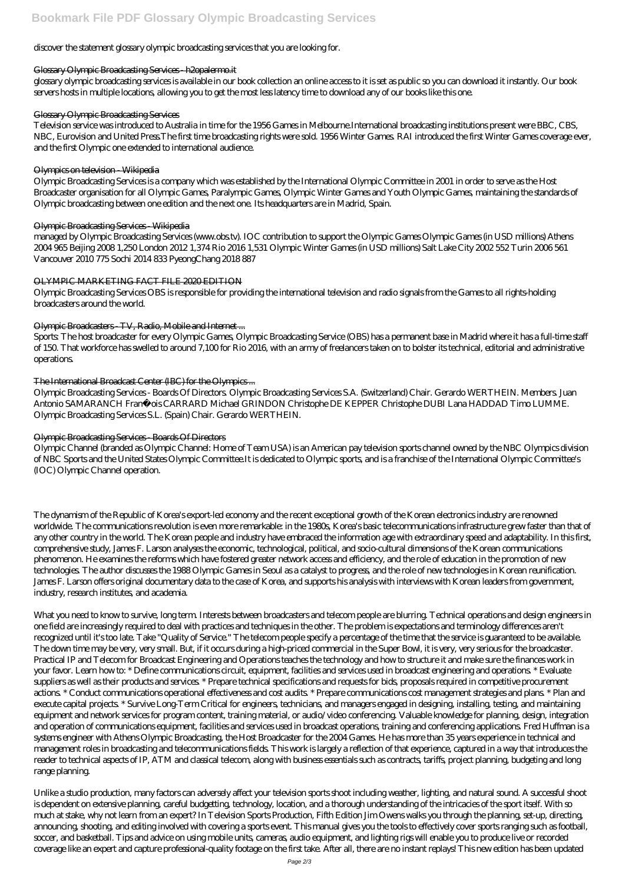discover the statement glossary olympic broadcasting services that you are looking for.

### Glossary Olympic Broadcasting Services - h2opalermo.it

glossary olympic broadcasting services is available in our book collection an online access to it is set as public so you can download it instantly. Our book servers hosts in multiple locations, allowing you to get the most less latency time to download any of our books like this one.

### Glossary Olympic Broadcasting Services

Television service was introduced to Australia in time for the 1956 Games in Melbourne.International broadcasting institutions present were BBC, CBS, NBC, Eurovision and United Press.The first time broadcasting rights were sold. 1956 Winter Games. RAI introduced the first Winter Games coverage ever, and the first Olympic one extended to international audience.

### Olympics on television - Wikipedia

Olympic Broadcasting Services is a company which was established by the International Olympic Committee in 2001 in order to serve as the Host Broadcaster organisation for all Olympic Games, Paralympic Games, Olympic Winter Games and Youth Olympic Games, maintaining the standards of Olympic broadcasting between one edition and the next one. Its headquarters are in Madrid, Spain.

### Olympic Broadcasting Services - Wikipedia

managed by Olympic Broadcasting Services (www.obs.tv). IOC contribution to support the Olympic Games Olympic Games (in USD millions) Athens 2004 965 Beijing 2008 1,250 London 2012 1,374 Rio 2016 1,531 Olympic Winter Games (in USD millions) Salt Lake City 2002 552 Turin 2006 561 Vancouver 2010 775 Sochi 2014 833 PyeongChang 2018 887

### OLYMPIC MARKETING FACT FILE 2020 EDITION

Olympic Broadcasting Services OBS is responsible for providing the international television and radio signals from the Games to all rights-holding broadcasters around the world.

### Olympic Broadcasters - TV, Radio, Mobile and Internet ...

Sports: The host broadcaster for every Olympic Games, Olympic Broadcasting Service (OBS) has a permanent base in Madrid where it has a full-time staff of 150. That workforce has swelled to around 7,100 for Rio 2016, with an army of freelancers taken on to bolster its technical, editorial and administrative operations.

### The International Broadcast Center (IBC) for the Olympics ...

Olympic Broadcasting Services - Boards Of Directors. Olympic Broadcasting Services S.A. (Switzerland) Chair. Gerardo WERTHEIN. Members. Juan Antonio SAMARANCH François CARRARD Michael GRINDON Christophe DE KEPPER Christophe DUBI Lana HADDAD Timo LUMME. Olympic Broadcasting Services S.L. (Spain) Chair. Gerardo WERTHEIN.

### Olympic Broadcasting Services - Boards Of Directors

Olympic Channel (branded as Olympic Channel: Home of Team USA) is an American pay television sports channel owned by the NBC Olympics division of NBC Sports and the United States Olympic Committee.It is dedicated to Olympic sports, and is a franchise of the International Olympic Committee's (IOC) Olympic Channel operation.

The dynamism of the Republic of Korea's export-led economy and the recent exceptional growth of the Korean electronics industry are renowned worldwide. The communications revolution is even more remarkable: in the 1980s, Korea's basic telecommunications infrastructure grew faster than that of any other country in the world. The Korean people and industry have embraced the information age with extraordinary speed and adaptability. In this first, comprehensive study, James F. Larson analyses the economic, technological, political, and socio-cultural dimensions of the Korean communications phenomenon. He examines the reforms which have fostered greater network access and efficiency, and the role of education in the promotion of new technologies. The author discusses the 1988 Olympic Games in Seoul as a catalyst to progress, and the role of new technologies in Korean reunification. James F. Larson offers original documentary data to the case of Korea, and supports his analysis with interviews with Korean leaders from government, industry, research institutes, and academia.

What you need to know to survive, long term. Interests between broadcasters and telecom people are blurring. Technical operations and design engineers in one field are increasingly required to deal with practices and techniques in the other. The problem is expectations and terminology differences aren't recognized until it's too late. Take "Quality of Service." The telecom people specify a percentage of the time that the service is guaranteed to be available. The down time may be very, very small. But, if it occurs during a high-priced commercial in the Super Bowl, it is very, very serious for the broadcaster. Practical IP and Telecom for Broadcast Engineering and Operations teaches the technology and how to structure it and make sure the finances work in your favor. Learn how to: * Define communications circuit, equipment, facilities and services used in broadcast engineering and operations. * Evaluate suppliers as well as their products and services. * Prepare technical specifications and requests for bids, proposals required in competitive procurement actions. * Conduct communications operational effectiveness and cost audits. * Prepare communications cost management strategies and plans. * Plan and execute capital projects. * Survive Long-Term Critical for engineers, technicians, and managers engaged in designing, installing, testing, and maintaining equipment and network services for program content, training material, or audio/video conferencing. Valuable knowledge for planning, design, integration and operation of communications equipment, facilities and services used in broadcast operations, training and conferencing applications. Fred Huffman is a systems engineer with Athens Olympic Broadcasting, the Host Broadcaster for the 2004 Games. He has more than 35 years experience in technical and management roles in broadcasting and telecommunications fields. This work is largely a reflection of that experience, captured in a way that introduces the reader to technical aspects of IP, ATM and classical telecom, along with business essentials such as contracts, tariffs, project planning, budgeting and long range planning.

Unlike a studio production, many factors can adversely affect your television sports shoot including weather, lighting, and natural sound. A successful shoot is dependent on extensive planning, careful budgetting, technology, location, and a thorough understanding of the intricacies of the sport itself. With so much at stake, why not learn from an expert? In Television Sports Production, Fifth Edition Jim Owens walks you through the planning, set-up, directing, announcing, shooting, and editing involved with covering a sports event. This manual gives you the tools to effectively cover sports ranging such as football, soccer, and basketball. Tips and advice on using mobile units, cameras, audio equipment, and lighting rigs will enable you to produce live or recorded coverage like an expert and capture professional-quality footage on the first take. After all, there are no instant replays! This new edition has been updated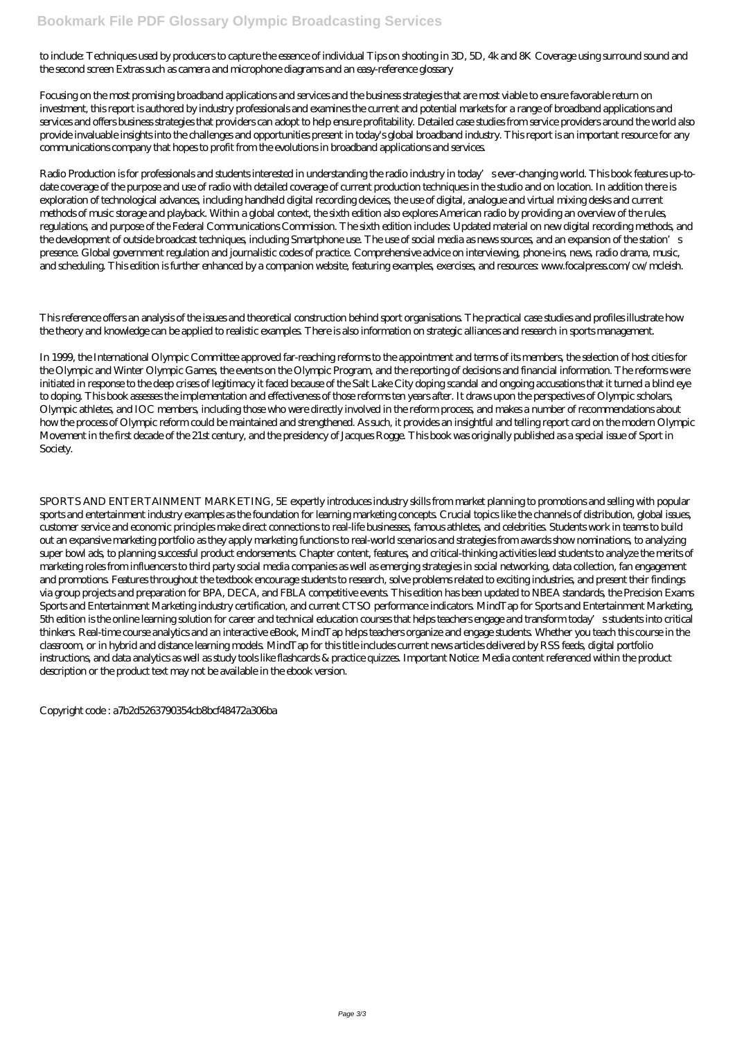to include: Techniques used by producers to capture the essence of individual Tips on shooting in 3D, 5D, 4k and 8K Coverage using surround sound and the second screen Extras such as camera and microphone diagrams and an easy-reference glossary

Focusing on the most promising broadband applications and services and the business strategies that are most viable to ensure favorable return on investment, this report is authored by industry professionals and examines the current and potential markets for a range of broadband applications and services and offers business strategies that providers can adopt to help ensure profitability. Detailed case studies from service providers around the world also provide invaluable insights into the challenges and opportunities present in today's global broadband industry. This report is an important resource for any communications company that hopes to profit from the evolutions in broadband applications and services.

Radio Production is for professionals and students interested in understanding the radio industry in today's ever-changing world. This book features up-to-date coverage of the purpose and use of radio with detailed coverage of current production techniques in the studio and on location. In addition there is exploration of technological advances, including handheld digital recording devices, the use of digital, analogue and virtual mixing desks and current methods of music storage and playback. Within a global context, the sixth edition also explores American radio by providing an overview of the rules, regulations, and purpose of the Federal Communications Commission. The sixth edition includes: Updated material on new digital recording methods, and the development of outside broadcast techniques, including Smartphone use. The use of social media as news sources, and an expansion of the station's presence. Global government regulation and journalistic codes of practice. Comprehensive advice on interviewing, phone-ins, news, radio drama, music, and scheduling. This edition is further enhanced by a companion website, featuring examples, exercises, and resources: www.focalpress.com/cw/mcleish.

This reference offers an analysis of the issues and theoretical construction behind sport organisations. The practical case studies and profiles illustrate how the theory and knowledge can be applied to realistic examples. There is also information on strategic alliances and research in sports management.

In 1999, the International Olympic Committee approved far-reaching reforms to the appointment and terms of its members, the selection of host cities for the Olympic and Winter Olympic Games, the events on the Olympic Program, and the reporting of decisions and financial information. The reforms were initiated in response to the deep crises of legitimacy it faced because of the Salt Lake City doping scandal and ongoing accusations that it turned a blind eye to doping. This book assesses the implementation and effectiveness of those reforms ten years after. It draws upon the perspectives of Olympic scholars, Olympic athletes, and IOC members, including those who were directly involved in the reform process, and makes a number of recommendations about how the process of Olympic reform could be maintained and strengthened. As such, it provides an insightful and telling report card on the modern Olympic Movement in the first decade of the 21st century, and the presidency of Jacques Rogge. This book was originally published as a special issue of Sport in Society.

SPORTS AND ENTERTAINMENT MARKETING, 5E expertly introduces industry skills from market planning to promotions and selling with popular sports and entertainment industry examples as the foundation for learning marketing concepts. Crucial topics like the channels of distribution, global issues, customer service and economic principles make direct connections to real-life businesses, famous athletes, and celebrities. Students work in teams to build out an expansive marketing portfolio as they apply marketing functions to real-world scenarios and strategies from awards show nominations, to analyzing super bowl ads, to planning successful product endorsements. Chapter content, features, and critical-thinking activities lead students to analyze the merits of marketing roles from influencers to third party social media companies as well as emerging strategies in social networking, data collection, fan engagement and promotions. Features throughout the textbook encourage students to research, solve problems related to exciting industries, and present their findings via group projects and preparation for BPA, DECA, and FBLA competitive events. This edition has been updated to NBEA standards, the Precision Exams Sports and Entertainment Marketing industry certification, and current CTSO performance indicators. MindTap for Sports and Entertainment Marketing, 5th edition is the online learning solution for career and technical education courses that helps teachers engage and transform today's students into critical thinkers. Real-time course analytics and an interactive eBook, MindTap helps teachers organize and engage students. Whether you teach this course in the classroom, or in hybrid and distance learning models. MindTap for this title includes current news articles delivered by RSS feeds, digital portfolio instructions, and data analytics as well as study tools like flashcards & practice quizzes. Important Notice: Media content referenced within the product description or the product text may not be available in the ebook version.

Copyright code : a7b2d5263790354cb8bcf48472a306ba